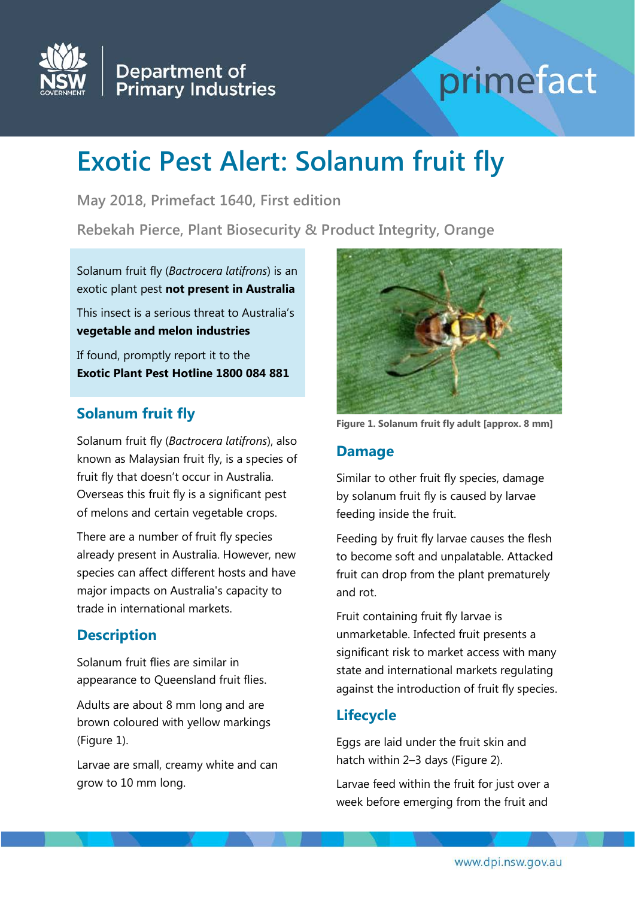# Exotic Pest Alert: Solanum fruit fly

May 2018, Primefact 1640, First edition

Rebekah Pierce, Plant Biosecurity & Product Integrity, Orange

Solanum fruit fly (*Bactrocera latifrons*) is an exotic plant pest **not present in Australia**

This insect is a serious threat to Australia's **vegetable and melon industries**

If found, promptly report it to the **Exotic Plant Pest Hotline 1800 084 881**

## Solanum fruit fly

Solanum fruit fly (*Bactrocera latifrons*), also known as Malaysian fruit fly, is a species of fruit fly that doesn't occur in Australia. Overseas this fruit fly is a significant pest of melons and certain vegetable crops.

There are a number of fruit fly species already present in Australia. However, new species can affect different hosts and have major impacts on Australia's capacity to trade in international markets.

## Description

Solanum fruit flies are similar in appearance to Queensland fruit flies.

Adults are about 8 mm long and are brown coloured with yellow markings (Figure 1).

Larvae are small, creamy white and can grow to 10 mm long.

**Figure 1. Solanum fruit fly adult [approx. 8 mm]**

## Damage

Similar to other fruit fly species, damage by solanum fruit fly is caused by larvae feeding inside the fruit.

Feeding by fruit fly larvae causes the flesh to become soft and unpalatable. Attacked fruit can drop from the plant prematurely and rot.

Fruit containing fruit fly larvae is unmarketable. Infected fruit presents a significant risk to market access with many state and international markets regulating against the introduction of fruit fly species.

## Lifecycle

Eggs are laid under the fruit skin and hatch within 2–3 days (Figure 2).

Larvae feed within the fruit for just over a week before emerging from the fruit and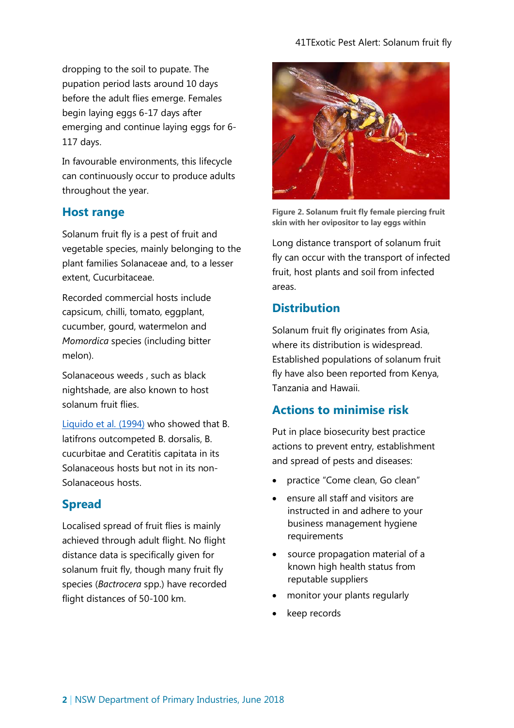dropping to the soil to pupate. The pupation period lasts around 10 days before the adult flies emerge. Females begin laying eggs 6-17 days after emerging and continue laying eggs for 6-117 days.

In favourable environments, this lifecycle can continuously occur to produce adults throughout the year.

## Host range

Solanum fruit fly is a pest of fruit and vegetable species, mainly belonging to the plant families Solanaceae and, to a lesser extent, Cucurbitaceae.

Recorded commercial hosts include capsicum, chilli, tomato, eggplant, cucumber, gourd, watermelon and *Momordica* species (including bitter melon).

Solanaceous weeds , such as black nightshade, are also known to host solanum fruit flies.

Liquido et al. (1994) who showed that B. latifrons outcompeted B. dorsalis, B. cucurbitae and Ceratitis capitata in its Solanaceous hosts but not in its non-Solanaceous hosts.

## Spread

Localised spread of fruit flies is mainly achieved through adult flight. No flight distance data is specifically given for solanum fruit fly, though many fruit fly species (*Bactrocera* spp.) have recorded flight distances of 50-100 km.

**Figure 2. Solanum fruit fly female piercing fruit skin with her ovipositor to lay eggs within**

Long distance transport of solanum fruit fly can occur with the transport of infected fruit, host plants and soil from infected areas.

## Distribution

Solanum fruit fly originates from Asia, where its distribution is widespread. Established populations of solanum fruit fly have also been reported from Kenya, Tanzania and Hawaii.

## Actions to minimise risk

Put in place biosecurity best practice actions to prevent entry, establishment and spread of pests and diseases:

- practice "Come clean, Go clean"
- ensure all staff and visitors are instructed in and adhere to your business management hygiene requirements
- source propagation material of a known high health status from reputable suppliers
- monitor your plants regularly
- keep records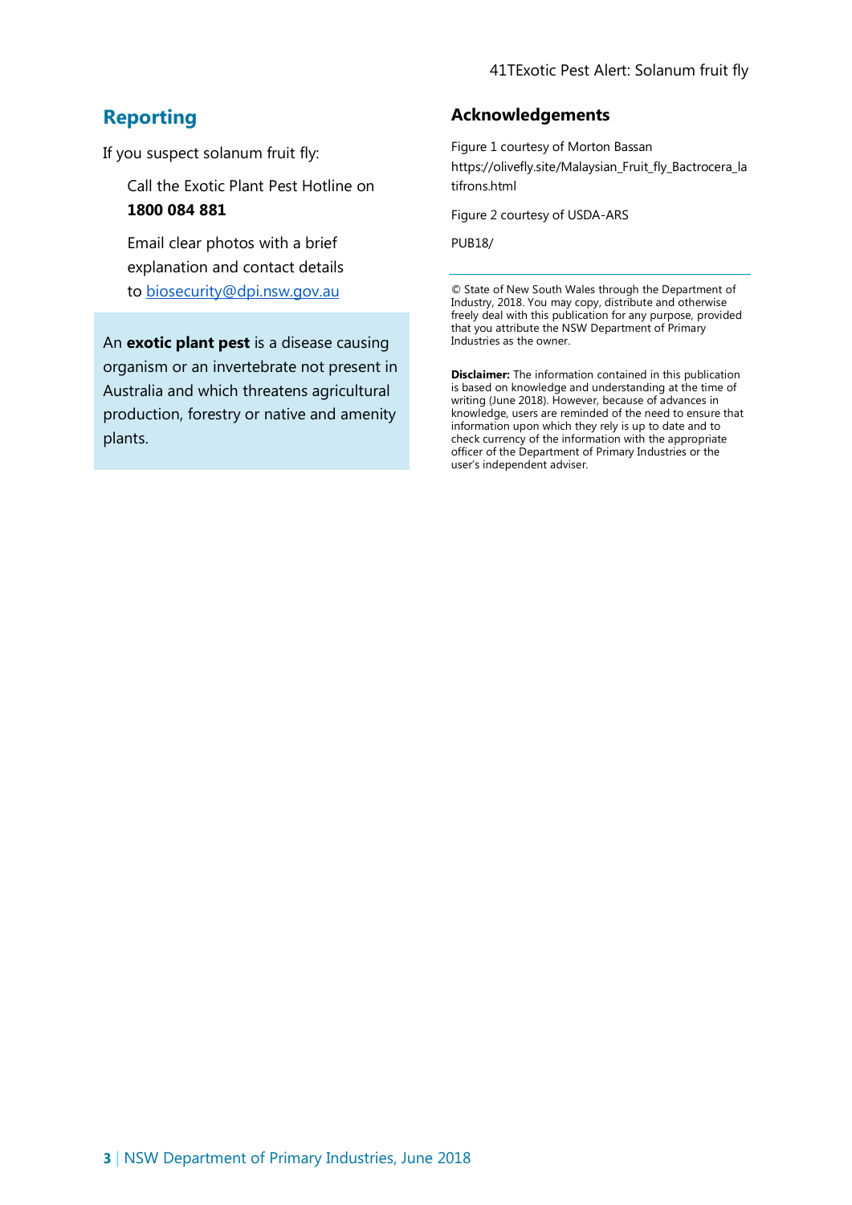## Reporting

If you suspect solanum fruit fly:

Call the Exotic Plant Pest Hotline on **1800 084 881**

Email clear photos with a brief explanation and contact details to biosecurity@dpi.nsw.gov.au

An **exotic plant pest** is a disease causing organism or an invertebrate not present in Australia and which threatens agricultural production, forestry or native and amenity plants.

## Acknowledgements

Figure 1 courtesy of Morton Bassan https://olivefly.site/Malaysian_Fruit_fly_Bactrocera_latifrons.html

Figure 2 courtesy of USDA-ARS

PUB18/

---

© State of New South Wales through the Department of Industry, 2018. You may copy, distribute and otherwise freely deal with this publication for any purpose, provided that you attribute the NSW Department of Primary Industries as the owner.

**Disclaimer:** The information contained in this publication is based on knowledge and understanding at the time of writing (June 2018). However, because of advances in knowledge, users are reminded of the need to ensure that information upon which they rely is up to date and to check currency of the information with the appropriate officer of the Department of Primary Industries or the user's independent adviser.